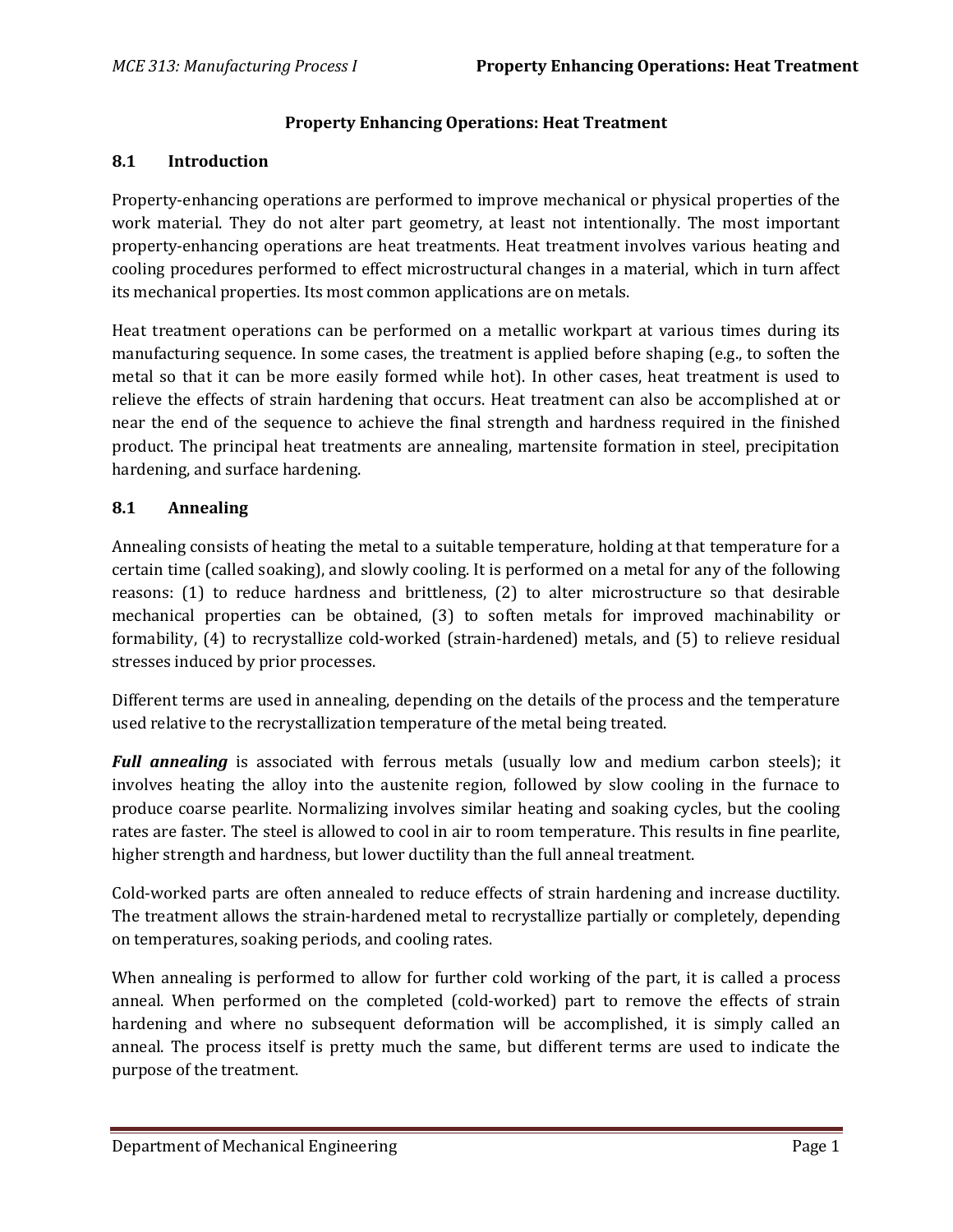# Property Enhancing Operations: Heat Treatment

## 8.1 Introduction

Property-enhancing operations are performed to improve mechanical or physical properties of the work material. They do not alter part geometry, at least not intentionally. The most important property-enhancing operations are heat treatments. Heat treatment involves various heating and cooling procedures performed to effect microstructural changes in a material, which in turn affect its mechanical properties. Its most common applications are on metals.

Heat treatment operations can be performed on a metallic workpart at various times during its manufacturing sequence. In some cases, the treatment is applied before shaping (e.g., to soften the metal so that it can be more easily formed while hot). In other cases, heat treatment is used to relieve the effects of strain hardening that occurs. Heat treatment can also be accomplished at or near the end of the sequence to achieve the final strength and hardness required in the finished product. The principal heat treatments are annealing, martensite formation in steel, precipitation hardening, and surface hardening.

## 8.1 Annealing

Annealing consists of heating the metal to a suitable temperature, holding at that temperature for a certain time (called soaking), and slowly cooling. It is performed on a metal for any of the following reasons: (1) to reduce hardness and brittleness, (2) to alter microstructure so that desirable mechanical properties can be obtained, (3) to soften metals for improved machinability or formability, (4) to recrystallize cold-worked (strain-hardened) metals, and (5) to relieve residual stresses induced by prior processes.

Different terms are used in annealing, depending on the details of the process and the temperature used relative to the recrystallization temperature of the metal being treated.

***Full annealing*** is associated with ferrous metals (usually low and medium carbon steels); it involves heating the alloy into the austenite region, followed by slow cooling in the furnace to produce coarse pearlite. Normalizing involves similar heating and soaking cycles, but the cooling rates are faster. The steel is allowed to cool in air to room temperature. This results in fine pearlite, higher strength and hardness, but lower ductility than the full anneal treatment.

Cold-worked parts are often annealed to reduce effects of strain hardening and increase ductility. The treatment allows the strain-hardened metal to recrystallize partially or completely, depending on temperatures, soaking periods, and cooling rates.

When annealing is performed to allow for further cold working of the part, it is called a process anneal. When performed on the completed (cold-worked) part to remove the effects of strain hardening and where no subsequent deformation will be accomplished, it is simply called an anneal. The process itself is pretty much the same, but different terms are used to indicate the purpose of the treatment.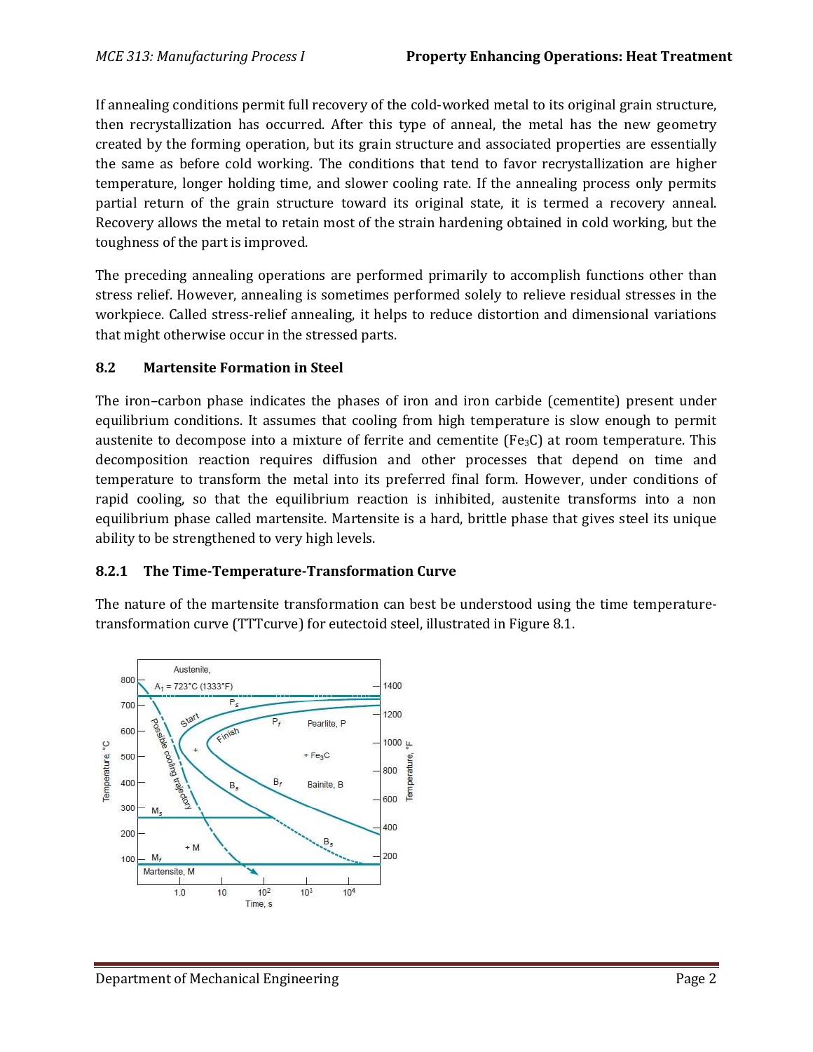If annealing conditions permit full recovery of the cold-worked metal to its original grain structure, then recrystallization has occurred. After this type of anneal, the metal has the new geometry created by the forming operation, but its grain structure and associated properties are essentially the same as before cold working. The conditions that tend to favor recrystallization are higher temperature, longer holding time, and slower cooling rate. If the annealing process only permits partial return of the grain structure toward its original state, it is termed a recovery anneal. Recovery allows the metal to retain most of the strain hardening obtained in cold working, but the toughness of the part is improved.

The preceding annealing operations are performed primarily to accomplish functions other than stress relief. However, annealing is sometimes performed solely to relieve residual stresses in the workpiece. Called stress-relief annealing, it helps to reduce distortion and dimensional variations that might otherwise occur in the stressed parts.

## 8.2 Martensite Formation in Steel

The iron–carbon phase indicates the phases of iron and iron carbide (cementite) present under equilibrium conditions. It assumes that cooling from high temperature is slow enough to permit austenite to decompose into a mixture of ferrite and cementite ($Fe_3C$) at room temperature. This decomposition reaction requires diffusion and other processes that depend on time and temperature to transform the metal into its preferred final form. However, under conditions of rapid cooling, so that the equilibrium reaction is inhibited, austenite transforms into a non equilibrium phase called martensite. Martensite is a hard, brittle phase that gives steel its unique ability to be strengthened to very high levels.

### 8.2.1 The Time-Temperature-Transformation Curve

The nature of the martensite transformation can best be understood using the time temperature-transformation curve (TTTcurve) for eutectoid steel, illustrated in Figure 8.1.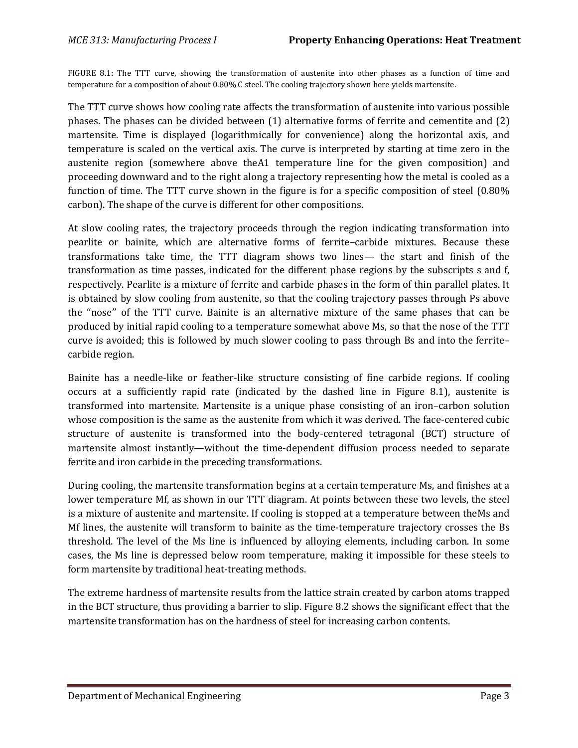FIGURE 8.1: The TTT curve, showing the transformation of austenite into other phases as a function of time and temperature for a composition of about 0.80% C steel. The cooling trajectory shown here yields martensite.

The TTT curve shows how cooling rate affects the transformation of austenite into various possible phases. The phases can be divided between (1) alternative forms of ferrite and cementite and (2) martensite. Time is displayed (logarithmically for convenience) along the horizontal axis, and temperature is scaled on the vertical axis. The curve is interpreted by starting at time zero in the austenite region (somewhere above theA1 temperature line for the given composition) and proceeding downward and to the right along a trajectory representing how the metal is cooled as a function of time. The TTT curve shown in the figure is for a specific composition of steel (0.80% carbon). The shape of the curve is different for other compositions.

At slow cooling rates, the trajectory proceeds through the region indicating transformation into pearlite or bainite, which are alternative forms of ferrite–carbide mixtures. Because these transformations take time, the TTT diagram shows two lines— the start and finish of the transformation as time passes, indicated for the different phase regions by the subscripts s and f, respectively. Pearlite is a mixture of ferrite and carbide phases in the form of thin parallel plates. It is obtained by slow cooling from austenite, so that the cooling trajectory passes through Ps above the "nose" of the TTT curve. Bainite is an alternative mixture of the same phases that can be produced by initial rapid cooling to a temperature somewhat above Ms, so that the nose of the TTT curve is avoided; this is followed by much slower cooling to pass through Bs and into the ferrite–carbide region.

Bainite has a needle-like or feather-like structure consisting of fine carbide regions. If cooling occurs at a sufficiently rapid rate (indicated by the dashed line in Figure 8.1), austenite is transformed into martensite. Martensite is a unique phase consisting of an iron–carbon solution whose composition is the same as the austenite from which it was derived. The face-centered cubic structure of austenite is transformed into the body-centered tetragonal (BCT) structure of martensite almost instantly—without the time-dependent diffusion process needed to separate ferrite and iron carbide in the preceding transformations.

During cooling, the martensite transformation begins at a certain temperature Ms, and finishes at a lower temperature Mf, as shown in our TTT diagram. At points between these two levels, the steel is a mixture of austenite and martensite. If cooling is stopped at a temperature between theMs and Mf lines, the austenite will transform to bainite as the time-temperature trajectory crosses the Bs threshold. The level of the Ms line is influenced by alloying elements, including carbon. In some cases, the Ms line is depressed below room temperature, making it impossible for these steels to form martensite by traditional heat-treating methods.

The extreme hardness of martensite results from the lattice strain created by carbon atoms trapped in the BCT structure, thus providing a barrier to slip. Figure 8.2 shows the significant effect that the martensite transformation has on the hardness of steel for increasing carbon contents.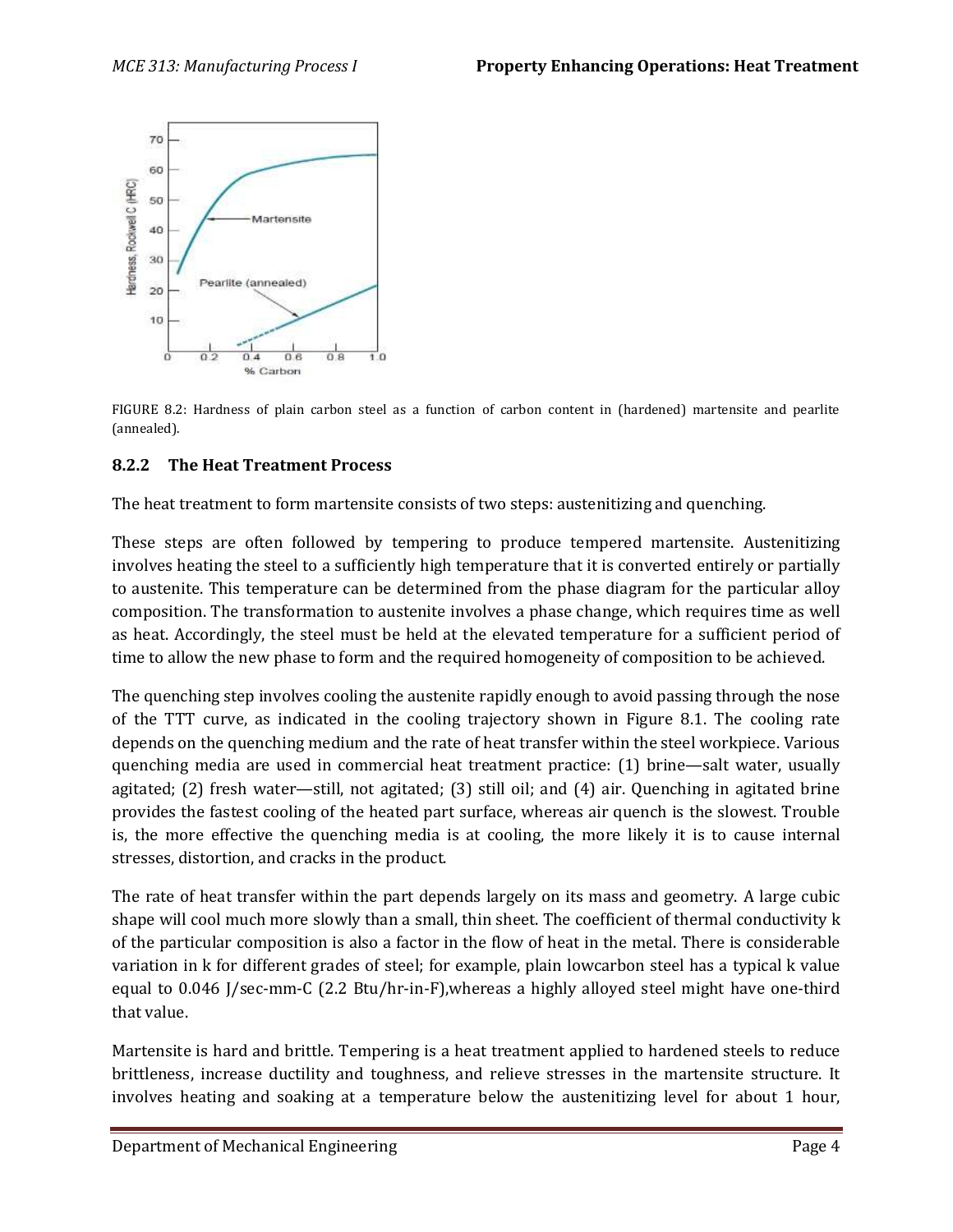70
60
50
40
30
20
10
0

Hardness, Rockwell C (HRC)

Martensite

Pearlite (annealed)

0 0.2 0.4 0.6 0.8 1.0

% Carbon

FIGURE 8.2: Hardness of plain carbon steel as a function of carbon content in (hardened) martensite and pearlite (annealed).

### 8.2.2 The Heat Treatment Process

The heat treatment to form martensite consists of two steps: austenitizing and quenching.

These steps are often followed by tempering to produce tempered martensite. Austenitizing involves heating the steel to a sufficiently high temperature that it is converted entirely or partially to austenite. This temperature can be determined from the phase diagram for the particular alloy composition. The transformation to austenite involves a phase change, which requires time as well as heat. Accordingly, the steel must be held at the elevated temperature for a sufficient period of time to allow the new phase to form and the required homogeneity of composition to be achieved.

The quenching step involves cooling the austenite rapidly enough to avoid passing through the nose of the TTT curve, as indicated in the cooling trajectory shown in Figure 8.1. The cooling rate depends on the quenching medium and the rate of heat transfer within the steel workpiece. Various quenching media are used in commercial heat treatment practice: (1) brine—salt water, usually agitated; (2) fresh water—still, not agitated; (3) still oil; and (4) air. Quenching in agitated brine provides the fastest cooling of the heated part surface, whereas air quench is the slowest. Trouble is, the more effective the quenching media is at cooling, the more likely it is to cause internal stresses, distortion, and cracks in the product.

The rate of heat transfer within the part depends largely on its mass and geometry. A large cubic shape will cool much more slowly than a small, thin sheet. The coefficient of thermal conductivity k of the particular composition is also a factor in the flow of heat in the metal. There is considerable variation in k for different grades of steel; for example, plain lowcarbon steel has a typical k value equal to 0.046 J/sec-mm-C (2.2 Btu/hr-in-F),whereas a highly alloyed steel might have one-third that value.

Martensite is hard and brittle. Tempering is a heat treatment applied to hardened steels to reduce brittleness, increase ductility and toughness, and relieve stresses in the martensite structure. It involves heating and soaking at a temperature below the austenitizing level for about 1 hour,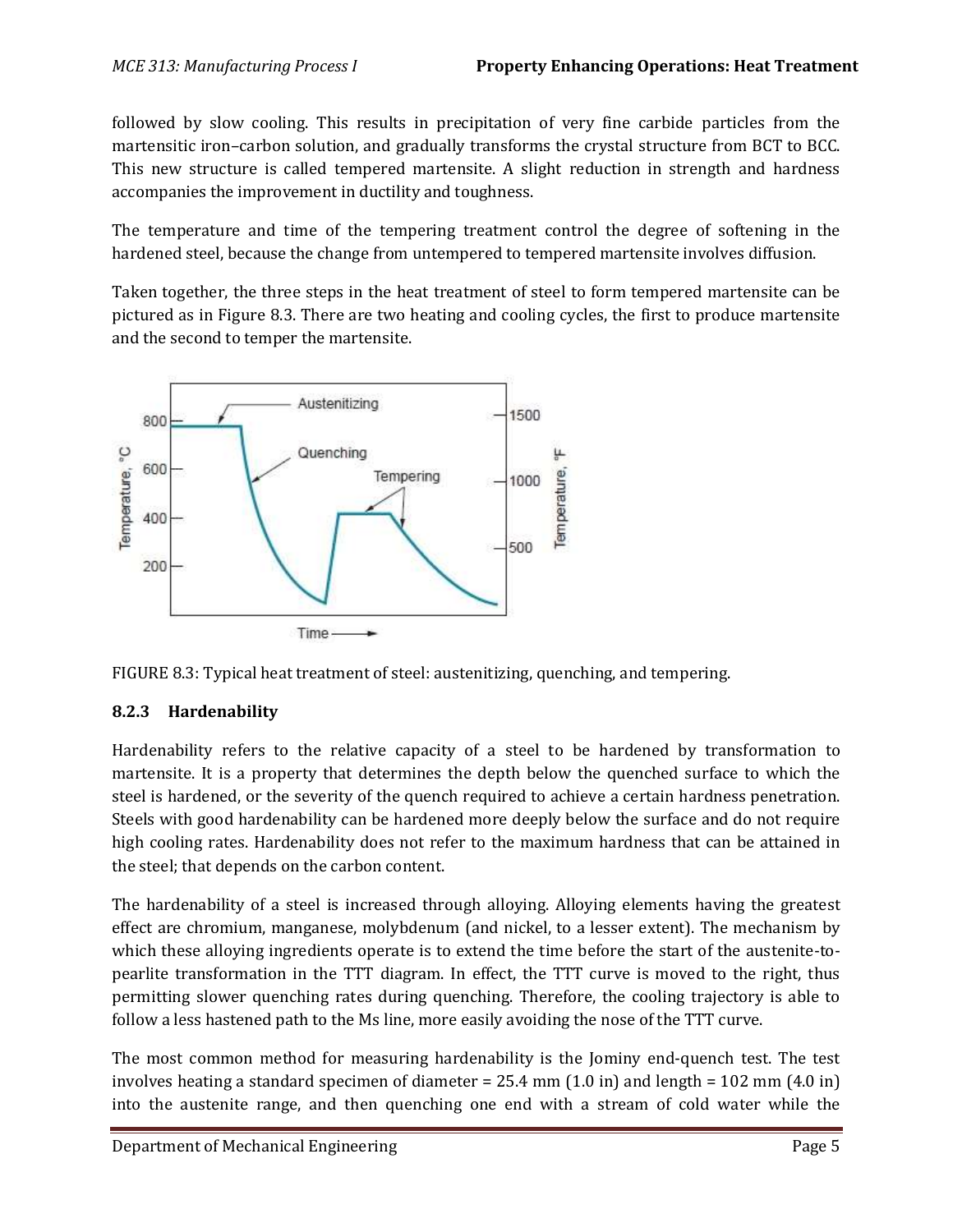followed by slow cooling. This results in precipitation of very fine carbide particles from the martensitic iron–carbon solution, and gradually transforms the crystal structure from BCT to BCC. This new structure is called tempered martensite. A slight reduction in strength and hardness accompanies the improvement in ductility and toughness.

The temperature and time of the tempering treatment control the degree of softening in the hardened steel, because the change from untempered to tempered martensite involves diffusion.

Taken together, the three steps in the heat treatment of steel to form tempered martensite can be pictured as in Figure 8.3. There are two heating and cooling cycles, the first to produce martensite and the second to temper the martensite.

FIGURE 8.3: Typical heat treatment of steel: austenitizing, quenching, and tempering.

### 8.2.3 Hardenability

Hardenability refers to the relative capacity of a steel to be hardened by transformation to martensite. It is a property that determines the depth below the quenched surface to which the steel is hardened, or the severity of the quench required to achieve a certain hardness penetration. Steels with good hardenability can be hardened more deeply below the surface and do not require high cooling rates. Hardenability does not refer to the maximum hardness that can be attained in the steel; that depends on the carbon content.

The hardenability of a steel is increased through alloying. Alloying elements having the greatest effect are chromium, manganese, molybdenum (and nickel, to a lesser extent). The mechanism by which these alloying ingredients operate is to extend the time before the start of the austenite-to-pearlite transformation in the TTT diagram. In effect, the TTT curve is moved to the right, thus permitting slower quenching rates during quenching. Therefore, the cooling trajectory is able to follow a less hastened path to the Ms line, more easily avoiding the nose of the TTT curve.

The most common method for measuring hardenability is the Jominy end-quench test. The test involves heating a standard specimen of diameter = 25.4 mm (1.0 in) and length = 102 mm (4.0 in) into the austenite range, and then quenching one end with a stream of cold water while the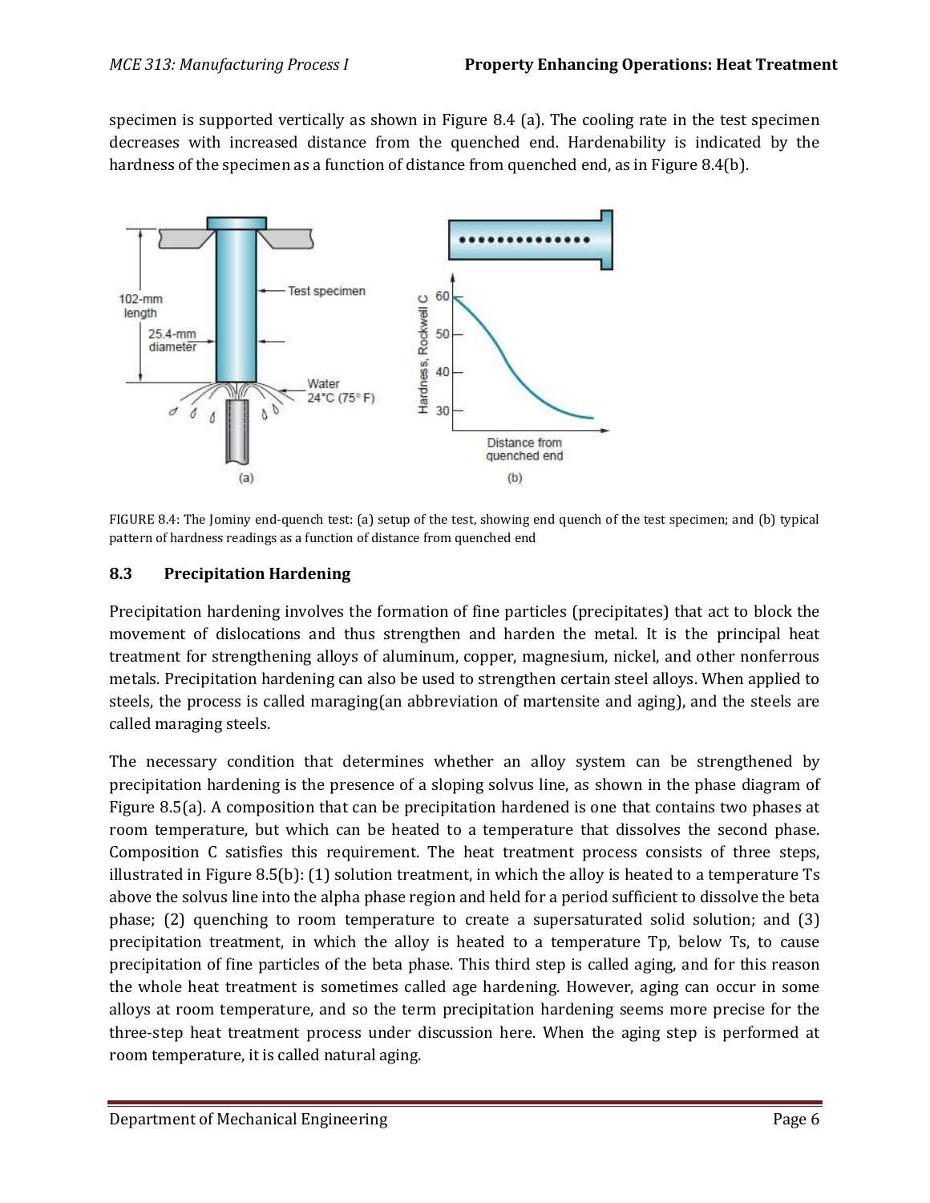specimen is supported vertically as shown in Figure 8.4 (a). The cooling rate in the test specimen decreases with increased distance from the quenched end. Hardenability is indicated by the hardness of the specimen as a function of distance from quenched end, as in Figure 8.4(b).

FIGURE 8.4: The Jominy end-quench test: (a) setup of the test, showing end quench of the test specimen; and (b) typical pattern of hardness readings as a function of distance from quenched end

## 8.3 Precipitation Hardening

Precipitation hardening involves the formation of fine particles (precipitates) that act to block the movement of dislocations and thus strengthen and harden the metal. It is the principal heat treatment for strengthening alloys of aluminum, copper, magnesium, nickel, and other nonferrous metals. Precipitation hardening can also be used to strengthen certain steel alloys. When applied to steels, the process is called maraging(an abbreviation of martensite and aging), and the steels are called maraging steels.

The necessary condition that determines whether an alloy system can be strengthened by precipitation hardening is the presence of a sloping solvus line, as shown in the phase diagram of Figure 8.5(a). A composition that can be precipitation hardened is one that contains two phases at room temperature, but which can be heated to a temperature that dissolves the second phase. Composition C satisfies this requirement. The heat treatment process consists of three steps, illustrated in Figure 8.5(b): (1) solution treatment, in which the alloy is heated to a temperature Ts above the solvus line into the alpha phase region and held for a period sufficient to dissolve the beta phase; (2) quenching to room temperature to create a supersaturated solid solution; and (3) precipitation treatment, in which the alloy is heated to a temperature Tp, below Ts, to cause precipitation of fine particles of the beta phase. This third step is called aging, and for this reason the whole heat treatment is sometimes called age hardening. However, aging can occur in some alloys at room temperature, and so the term precipitation hardening seems more precise for the three-step heat treatment process under discussion here. When the aging step is performed at room temperature, it is called natural aging.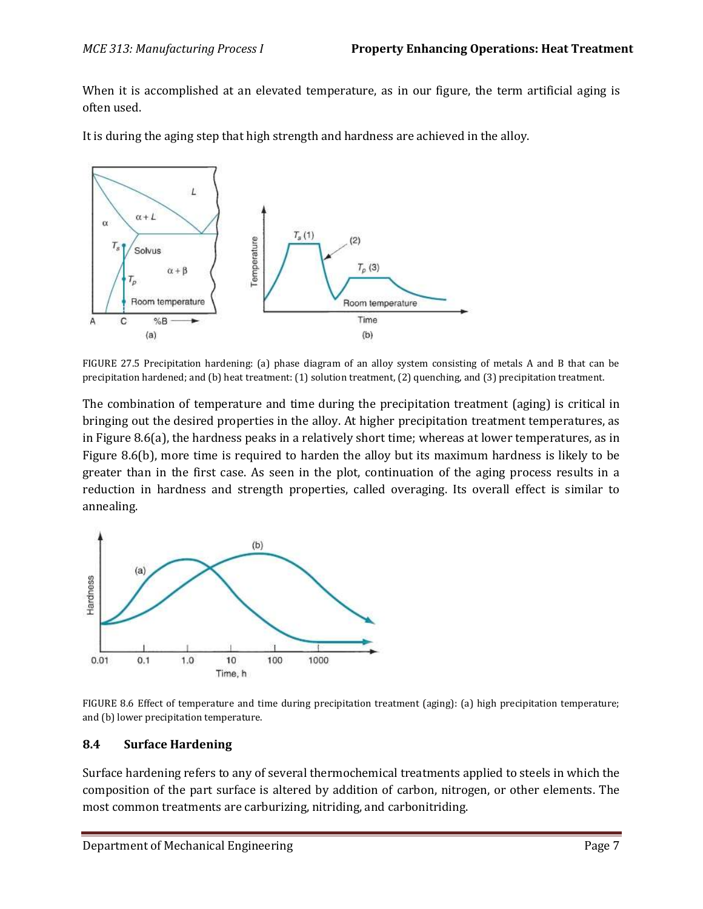When it is accomplished at an elevated temperature, as in our figure, the term artificial aging is often used.

It is during the aging step that high strength and hardness are achieved in the alloy.

FIGURE 27.5 Precipitation hardening: (a) phase diagram of an alloy system consisting of metals A and B that can be precipitation hardened; and (b) heat treatment: (1) solution treatment, (2) quenching, and (3) precipitation treatment.

The combination of temperature and time during the precipitation treatment (aging) is critical in bringing out the desired properties in the alloy. At higher precipitation treatment temperatures, as in Figure 8.6(a), the hardness peaks in a relatively short time; whereas at lower temperatures, as in Figure 8.6(b), more time is required to harden the alloy but its maximum hardness is likely to be greater than in the first case. As seen in the plot, continuation of the aging process results in a reduction in hardness and strength properties, called overaging. Its overall effect is similar to annealing.

FIGURE 8.6 Effect of temperature and time during precipitation treatment (aging): (a) high precipitation temperature; and (b) lower precipitation temperature.

## 8.4 Surface Hardening

Surface hardening refers to any of several thermochemical treatments applied to steels in which the composition of the part surface is altered by addition of carbon, nitrogen, or other elements. The most common treatments are carburizing, nitriding, and carbonitriding.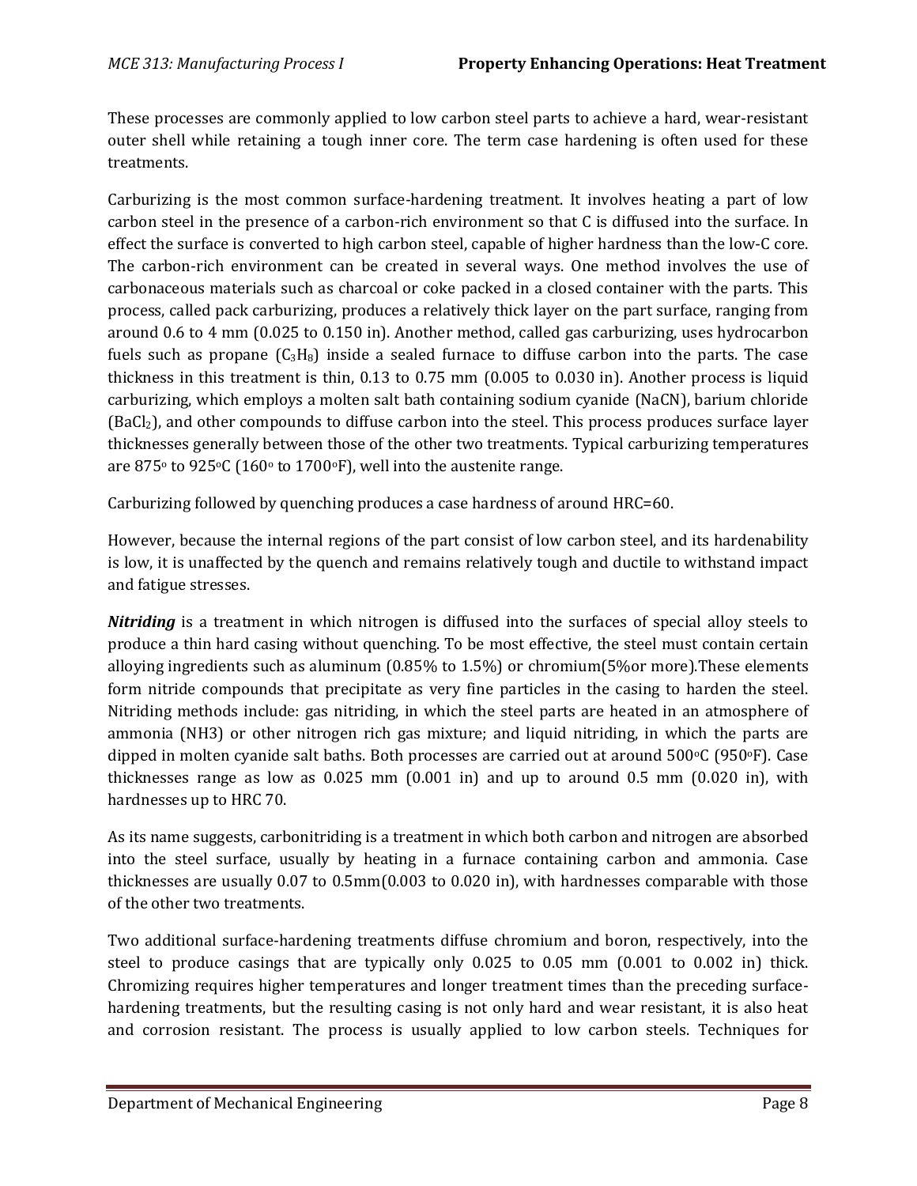These processes are commonly applied to low carbon steel parts to achieve a hard, wear-resistant outer shell while retaining a tough inner core. The term case hardening is often used for these treatments.

Carburizing is the most common surface-hardening treatment. It involves heating a part of low carbon steel in the presence of a carbon-rich environment so that C is diffused into the surface. In effect the surface is converted to high carbon steel, capable of higher hardness than the low-C core. The carbon-rich environment can be created in several ways. One method involves the use of carbonaceous materials such as charcoal or coke packed in a closed container with the parts. This process, called pack carburizing, produces a relatively thick layer on the part surface, ranging from around 0.6 to 4 mm (0.025 to 0.150 in). Another method, called gas carburizing, uses hydrocarbon fuels such as propane ($C_3H_8$) inside a sealed furnace to diffuse carbon into the parts. The case thickness in this treatment is thin, 0.13 to 0.75 mm (0.005 to 0.030 in). Another process is liquid carburizing, which employs a molten salt bath containing sodium cyanide (NaCN), barium chloride ($BaCl_2$), and other compounds to diffuse carbon into the steel. This process produces surface layer thicknesses generally between those of the other two treatments. Typical carburizing temperatures are 875$^o$ to 925$^o$C (160$^o$ to 1700$^o$F), well into the austenite range.

Carburizing followed by quenching produces a case hardness of around HRC=60.

However, because the internal regions of the part consist of low carbon steel, and its hardenability is low, it is unaffected by the quench and remains relatively tough and ductile to withstand impact and fatigue stresses.

***Nitriding*** is a treatment in which nitrogen is diffused into the surfaces of special alloy steels to produce a thin hard casing without quenching. To be most effective, the steel must contain certain alloying ingredients such as aluminum (0.85% to 1.5%) or chromium(5%or more).These elements form nitride compounds that precipitate as very fine particles in the casing to harden the steel. Nitriding methods include: gas nitriding, in which the steel parts are heated in an atmosphere of ammonia (NH3) or other nitrogen rich gas mixture; and liquid nitriding, in which the parts are dipped in molten cyanide salt baths. Both processes are carried out at around 500$^o$C (950$^o$F). Case thicknesses range as low as 0.025 mm (0.001 in) and up to around 0.5 mm (0.020 in), with hardnesses up to HRC 70.

As its name suggests, carbonitriding is a treatment in which both carbon and nitrogen are absorbed into the steel surface, usually by heating in a furnace containing carbon and ammonia. Case thicknesses are usually 0.07 to 0.5mm(0.003 to 0.020 in), with hardnesses comparable with those of the other two treatments.

Two additional surface-hardening treatments diffuse chromium and boron, respectively, into the steel to produce casings that are typically only 0.025 to 0.05 mm (0.001 to 0.002 in) thick. Chromizing requires higher temperatures and longer treatment times than the preceding surface-hardening treatments, but the resulting casing is not only hard and wear resistant, it is also heat and corrosion resistant. The process is usually applied to low carbon steels. Techniques for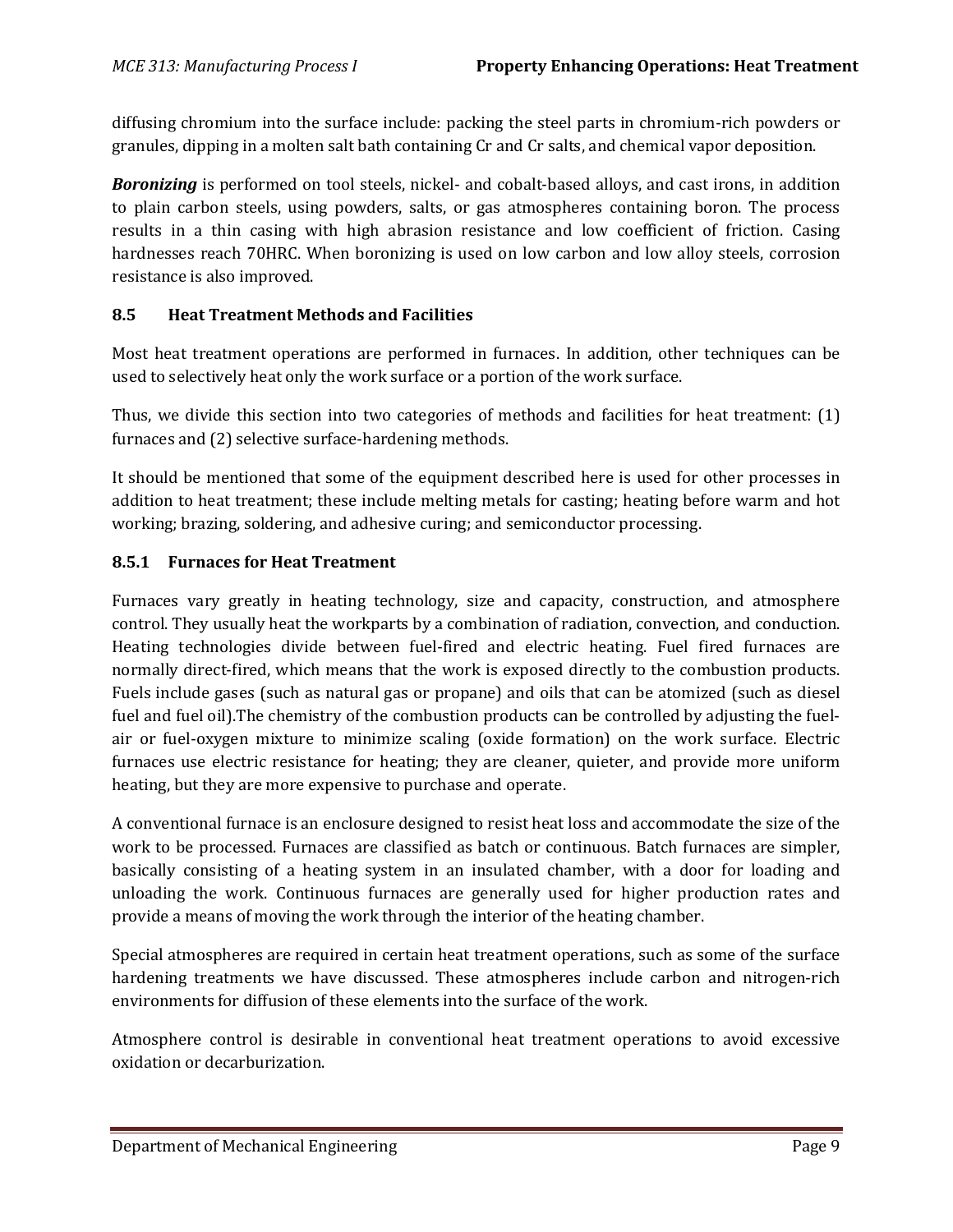diffusing chromium into the surface include: packing the steel parts in chromium-rich powders or granules, dipping in a molten salt bath containing Cr and Cr salts, and chemical vapor deposition.

***Boronizing*** is performed on tool steels, nickel- and cobalt-based alloys, and cast irons, in addition to plain carbon steels, using powders, salts, or gas atmospheres containing boron. The process results in a thin casing with high abrasion resistance and low coefficient of friction. Casing hardnesses reach 70HRC. When boronizing is used on low carbon and low alloy steels, corrosion resistance is also improved.

### 8.5 Heat Treatment Methods and Facilities

Most heat treatment operations are performed in furnaces. In addition, other techniques can be used to selectively heat only the work surface or a portion of the work surface.

Thus, we divide this section into two categories of methods and facilities for heat treatment: (1) furnaces and (2) selective surface-hardening methods.

It should be mentioned that some of the equipment described here is used for other processes in addition to heat treatment; these include melting metals for casting; heating before warm and hot working; brazing, soldering, and adhesive curing; and semiconductor processing.

#### 8.5.1 Furnaces for Heat Treatment

Furnaces vary greatly in heating technology, size and capacity, construction, and atmosphere control. They usually heat the workparts by a combination of radiation, convection, and conduction. Heating technologies divide between fuel-fired and electric heating. Fuel fired furnaces are normally direct-fired, which means that the work is exposed directly to the combustion products. Fuels include gases (such as natural gas or propane) and oils that can be atomized (such as diesel fuel and fuel oil).The chemistry of the combustion products can be controlled by adjusting the fuel-air or fuel-oxygen mixture to minimize scaling (oxide formation) on the work surface. Electric furnaces use electric resistance for heating; they are cleaner, quieter, and provide more uniform heating, but they are more expensive to purchase and operate.

A conventional furnace is an enclosure designed to resist heat loss and accommodate the size of the work to be processed. Furnaces are classified as batch or continuous. Batch furnaces are simpler, basically consisting of a heating system in an insulated chamber, with a door for loading and unloading the work. Continuous furnaces are generally used for higher production rates and provide a means of moving the work through the interior of the heating chamber.

Special atmospheres are required in certain heat treatment operations, such as some of the surface hardening treatments we have discussed. These atmospheres include carbon and nitrogen-rich environments for diffusion of these elements into the surface of the work.

Atmosphere control is desirable in conventional heat treatment operations to avoid excessive oxidation or decarburization.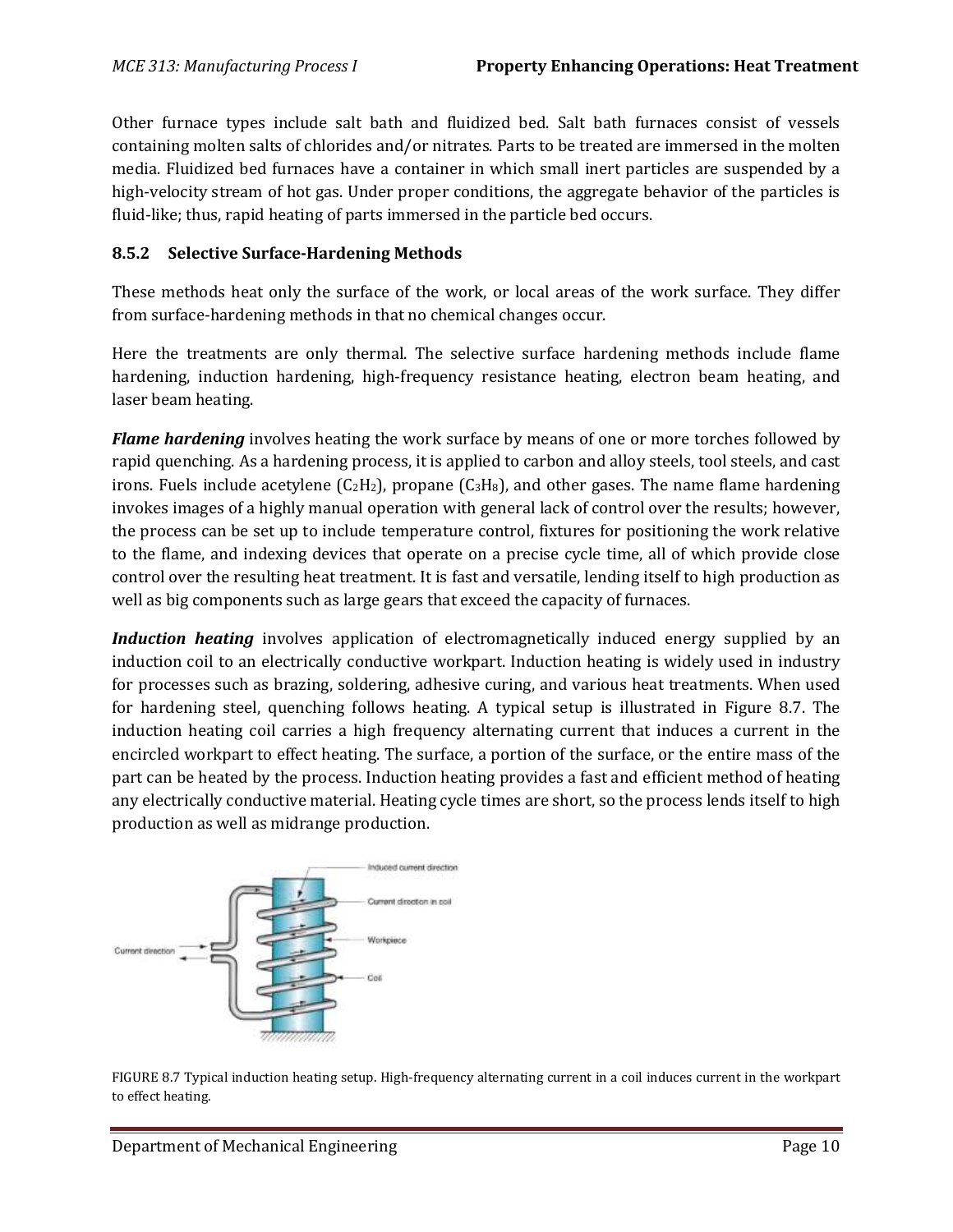Other furnace types include salt bath and fluidized bed. Salt bath furnaces consist of vessels containing molten salts of chlorides and/or nitrates. Parts to be treated are immersed in the molten media. Fluidized bed furnaces have a container in which small inert particles are suspended by a high-velocity stream of hot gas. Under proper conditions, the aggregate behavior of the particles is fluid-like; thus, rapid heating of parts immersed in the particle bed occurs.

### 8.5.2 Selective Surface-Hardening Methods

These methods heat only the surface of the work, or local areas of the work surface. They differ from surface-hardening methods in that no chemical changes occur.

Here the treatments are only thermal. The selective surface hardening methods include flame hardening, induction hardening, high-frequency resistance heating, electron beam heating, and laser beam heating.

***Flame hardening*** involves heating the work surface by means of one or more torches followed by rapid quenching. As a hardening process, it is applied to carbon and alloy steels, tool steels, and cast irons. Fuels include acetylene ($C_2H_2$), propane ($C_3H_8$), and other gases. The name flame hardening invokes images of a highly manual operation with general lack of control over the results; however, the process can be set up to include temperature control, fixtures for positioning the work relative to the flame, and indexing devices that operate on a precise cycle time, all of which provide close control over the resulting heat treatment. It is fast and versatile, lending itself to high production as well as big components such as large gears that exceed the capacity of furnaces.

***Induction heating*** involves application of electromagnetically induced energy supplied by an induction coil to an electrically conductive workpart. Induction heating is widely used in industry for processes such as brazing, soldering, adhesive curing, and various heat treatments. When used for hardening steel, quenching follows heating. A typical setup is illustrated in Figure 8.7. The induction heating coil carries a high frequency alternating current that induces a current in the encircled workpart to effect heating. The surface, a portion of the surface, or the entire mass of the part can be heated by the process. Induction heating provides a fast and efficient method of heating any electrically conductive material. Heating cycle times are short, so the process lends itself to high production as well as midrange production.

Induced current direction
Current direction in coil
Workpiece
Coil
Current direction

FIGURE 8.7 Typical induction heating setup. High-frequency alternating current in a coil induces current in the workpart to effect heating.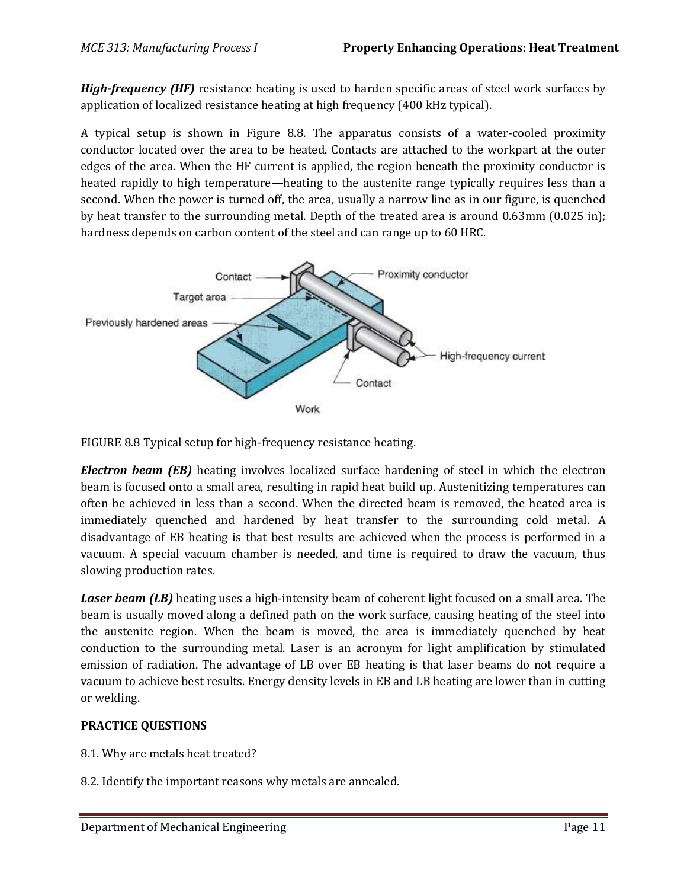***High-frequency (HF)*** resistance heating is used to harden specific areas of steel work surfaces by application of localized resistance heating at high frequency (400 kHz typical).

A typical setup is shown in Figure 8.8. The apparatus consists of a water-cooled proximity conductor located over the area to be heated. Contacts are attached to the workpart at the outer edges of the area. When the HF current is applied, the region beneath the proximity conductor is heated rapidly to high temperature—heating to the austenite range typically requires less than a second. When the power is turned off, the area, usually a narrow line as in our figure, is quenched by heat transfer to the surrounding metal. Depth of the treated area is around 0.63mm (0.025 in); hardness depends on carbon content of the steel and can range up to 60 HRC.

FIGURE 8.8 Typical setup for high-frequency resistance heating.

***Electron beam (EB)*** heating involves localized surface hardening of steel in which the electron beam is focused onto a small area, resulting in rapid heat build up. Austenitizing temperatures can often be achieved in less than a second. When the directed beam is removed, the heated area is immediately quenched and hardened by heat transfer to the surrounding cold metal. A disadvantage of EB heating is that best results are achieved when the process is performed in a vacuum. A special vacuum chamber is needed, and time is required to draw the vacuum, thus slowing production rates.

***Laser beam (LB)*** heating uses a high-intensity beam of coherent light focused on a small area. The beam is usually moved along a defined path on the work surface, causing heating of the steel into the austenite region. When the beam is moved, the area is immediately quenched by heat conduction to the surrounding metal. Laser is an acronym for light amplification by stimulated emission of radiation. The advantage of LB over EB heating is that laser beams do not require a vacuum to achieve best results. Energy density levels in EB and LB heating are lower than in cutting or welding.

**PRACTICE QUESTIONS**

8.1. Why are metals heat treated?

8.2. Identify the important reasons why metals are annealed.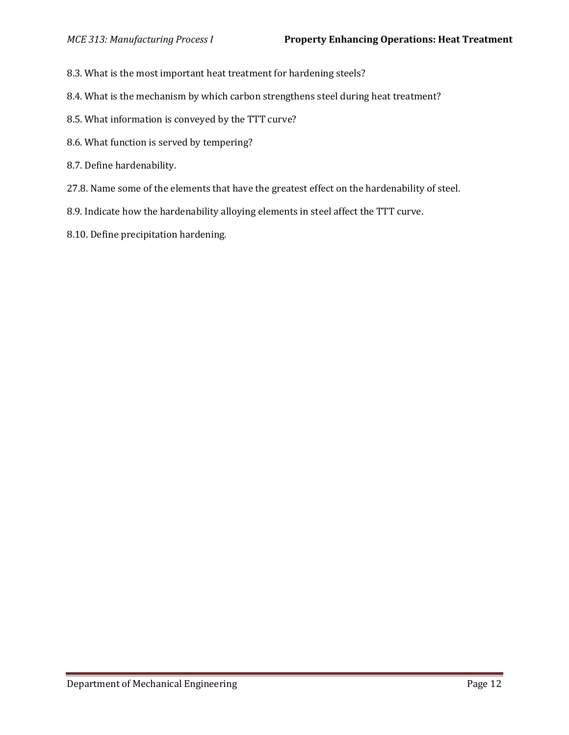8.3. What is the most important heat treatment for hardening steels?

8.4. What is the mechanism by which carbon strengthens steel during heat treatment?

8.5. What information is conveyed by the TTT curve?

8.6. What function is served by tempering?

8.7. Define hardenability.

27.8. Name some of the elements that have the greatest effect on the hardenability of steel.

8.9. Indicate how the hardenability alloying elements in steel affect the TTT curve.

8.10. Define precipitation hardening.